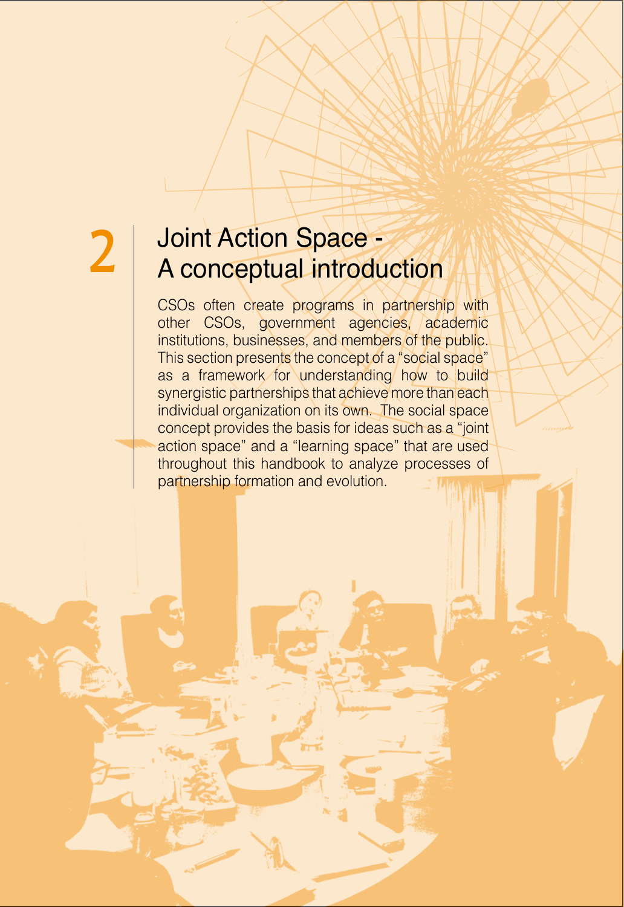# 2 Joint Action Space - A conceptual introduction

CSOs often create programs in partnership with other CSOs, government agencies, academic institutions, businesses, and members of the public. This section presents the concept of a "social space" as a framework for understanding how to build synergistic partnerships that achieve more than each individual organization on its own. The social space concept provides the basis for ideas such as a "joint action space" and a "learning space" that are used throughout this handbook to analyze processes of partnership formation and evolution.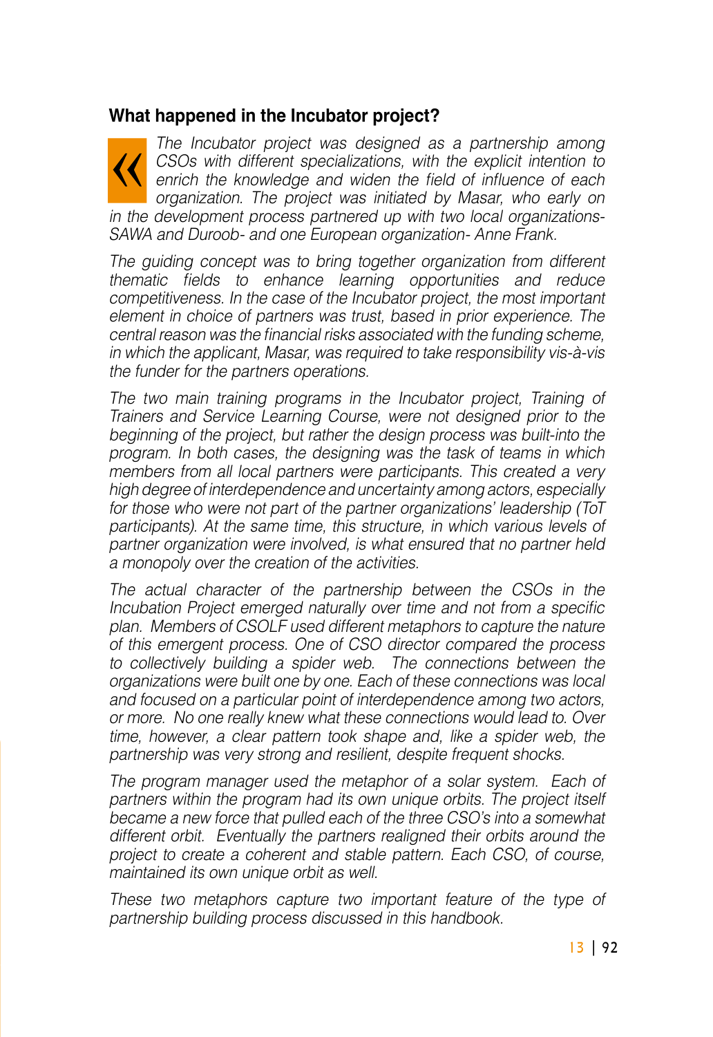## What happened in the Incubator project?

*« The Incubator project was designed as a partnership among CSOs with different specializations, with the explicit intention to enrich the knowledge and widen the field of influence of each organization. The project was initiated by Masar, who early on in the development process partnered up with two local organizations- SAWA and Duroob- and one European organization- Anne Frank.*

*The guiding concept was to bring together organization from different thematic fields to enhance learning opportunities and reduce competitiveness. In the case of the Incubator project, the most important element in choice of partners was trust, based in prior experience. The central reason was the financial risks associated with the funding scheme, in which the applicant, Masar, was required to take responsibility vis-à-vis the funder for the partners operations.*

*The two main training programs in the Incubator project, Training of Trainers and Service Learning Course, were not designed prior to the beginning of the project, but rather the design process was built-into the program. In both cases, the designing was the task of teams in which members from all local partners were participants. This created a very high degree of interdependence and uncertainty among actors, especially for those who were not part of the partner organizations' leadership (ToT participants). At the same time, this structure, in which various levels of partner organization were involved, is what ensured that no partner held a monopoly over the creation of the activities.*

*The actual character of the partnership between the CSOs in the Incubation Project emerged naturally over time and not from a specific plan. Members of CSOLF used different metaphors to capture the nature of this emergent process. One of CSO director compared the process to collectively building a spider web. The connections between the organizations were built one by one. Each of these connections was local and focused on a particular point of interdependence among two actors, or more. No one really knew what these connections would lead to. Over time, however, a clear pattern took shape and, like a spider web, the partnership was very strong and resilient, despite frequent shocks.*

*The program manager used the metaphor of a solar system. Each of partners within the program had its own unique orbits. The project itself became a new force that pulled each of the three CSO's into a somewhat different orbit. Eventually the partners realigned their orbits around the project to create a coherent and stable pattern. Each CSO, of course, maintained its own unique orbit as well.*

*These two metaphors capture two important feature of the type of partnership building process discussed in this handbook.*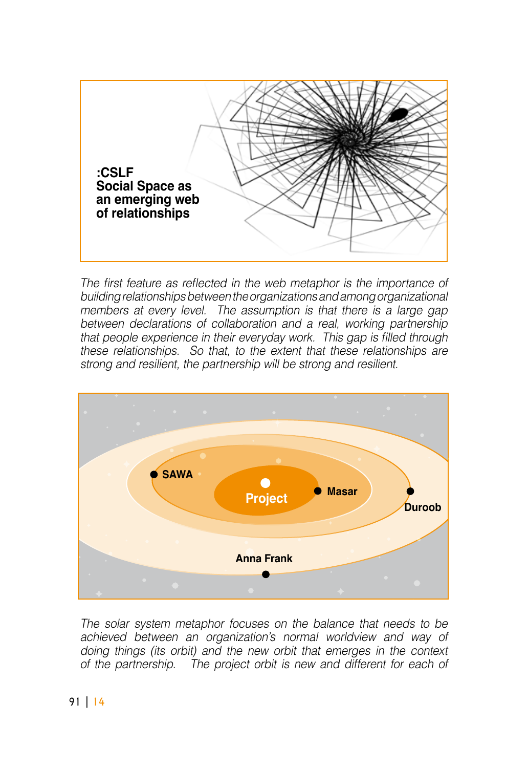**:CSLF**
**Social Space as an emerging web of relationships**

*The first feature as reflected in the web metaphor is the importance of building relationships between the organizations and among organizational members at every level. The assumption is that there is a large gap between declarations of collaboration and a real, working partnership that people experience in their everyday work. This gap is filled through these relationships. So that, to the extent that these relationships are strong and resilient, the partnership will be strong and resilient.*

**SAWA**
**Project**
**Masar**
**Duroob**
**Anna Frank**

*The solar system metaphor focuses on the balance that needs to be achieved between an organization's normal worldview and way of doing things (its orbit) and the new orbit that emerges in the context of the partnership. The project orbit is new and different for each of*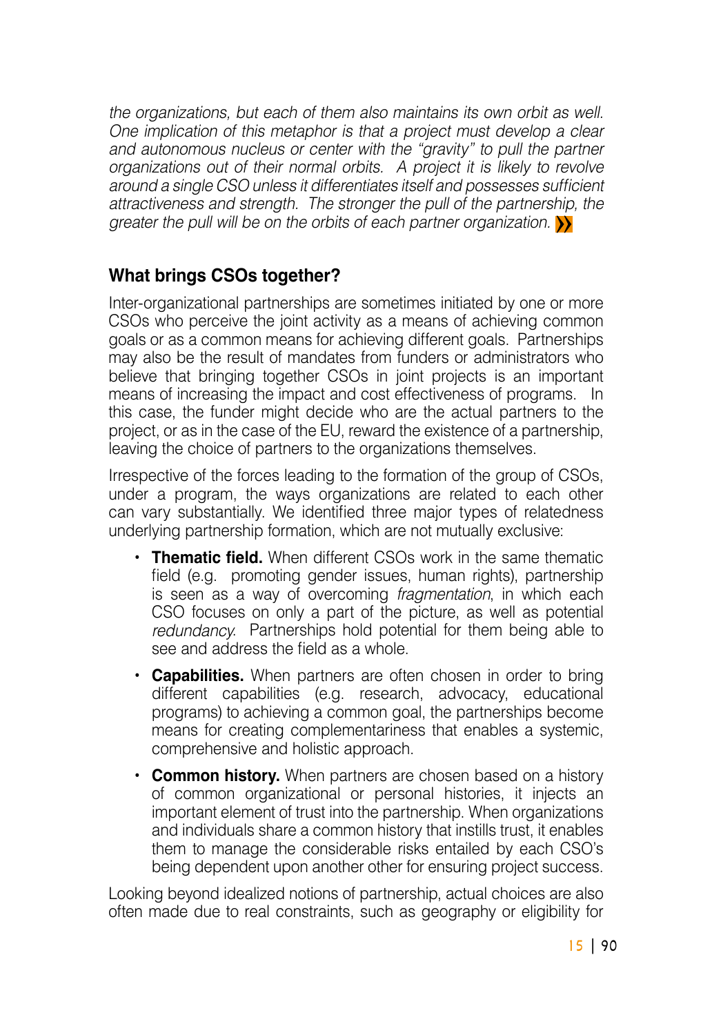*the organizations, but each of them also maintains its own orbit as well. One implication of this metaphor is that a project must develop a clear and autonomous nucleus or center with the "gravity" to pull the partner organizations out of their normal orbits. A project it is likely to revolve around a single CSO unless it differentiates itself and possesses sufficient attractiveness and strength. The stronger the pull of the partnership, the greater the pull will be on the orbits of each partner organization.*

## What brings CSOs together?

Inter-organizational partnerships are sometimes initiated by one or more CSOs who perceive the joint activity as a means of achieving common goals or as a common means for achieving different goals. Partnerships may also be the result of mandates from funders or administrators who believe that bringing together CSOs in joint projects is an important means of increasing the impact and cost effectiveness of programs. In this case, the funder might decide who are the actual partners to the project, or as in the case of the EU, reward the existence of a partnership, leaving the choice of partners to the organizations themselves.

Irrespective of the forces leading to the formation of the group of CSOs, under a program, the ways organizations are related to each other can vary substantially. We identified three major types of relatedness underlying partnership formation, which are not mutually exclusive:

- **Thematic field.** When different CSOs work in the same thematic field (e.g. promoting gender issues, human rights), partnership is seen as a way of overcoming *fragmentation*, in which each CSO focuses on only a part of the picture, as well as potential *redundancy*. Partnerships hold potential for them being able to see and address the field as a whole.
- **Capabilities.** When partners are often chosen in order to bring different capabilities (e.g. research, advocacy, educational programs) to achieving a common goal, the partnerships become means for creating complementariness that enables a systemic, comprehensive and holistic approach.
- **Common history.** When partners are chosen based on a history of common organizational or personal histories, it injects an important element of trust into the partnership. When organizations and individuals share a common history that instills trust, it enables them to manage the considerable risks entailed by each CSO's being dependent upon another other for ensuring project success.

Looking beyond idealized notions of partnership, actual choices are also often made due to real constraints, such as geography or eligibility for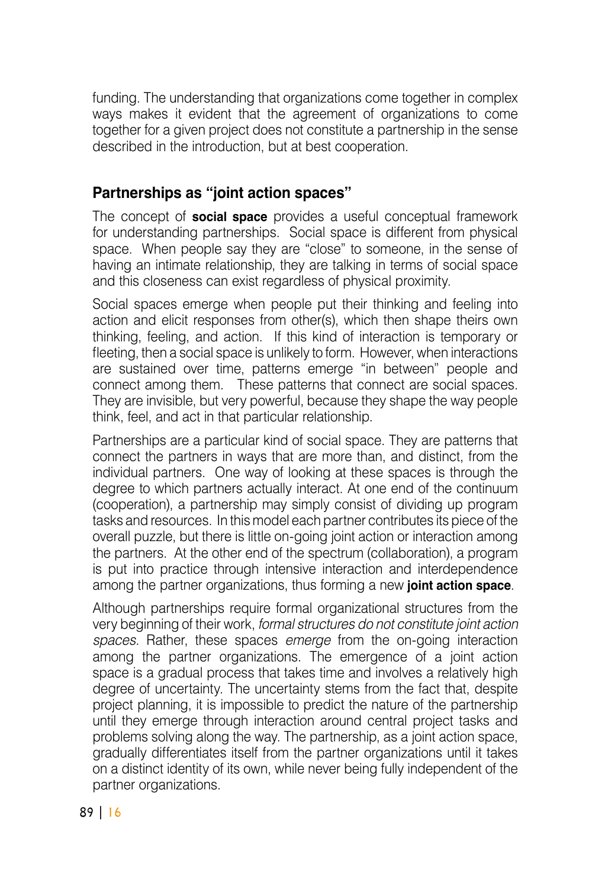funding. The understanding that organizations come together in complex ways makes it evident that the agreement of organizations to come together for a given project does not constitute a partnership in the sense described in the introduction, but at best cooperation.

## Partnerships as "joint action spaces"

The concept of **social space** provides a useful conceptual framework for understanding partnerships. Social space is different from physical space. When people say they are "close" to someone, in the sense of having an intimate relationship, they are talking in terms of social space and this closeness can exist regardless of physical proximity.

Social spaces emerge when people put their thinking and feeling into action and elicit responses from other(s), which then shape theirs own thinking, feeling, and action. If this kind of interaction is temporary or fleeting, then a social space is unlikely to form. However, when interactions are sustained over time, patterns emerge "in between" people and connect among them. These patterns that connect are social spaces. They are invisible, but very powerful, because they shape the way people think, feel, and act in that particular relationship.

Partnerships are a particular kind of social space. They are patterns that connect the partners in ways that are more than, and distinct, from the individual partners. One way of looking at these spaces is through the degree to which partners actually interact. At one end of the continuum (cooperation), a partnership may simply consist of dividing up program tasks and resources. In this model each partner contributes its piece of the overall puzzle, but there is little on-going joint action or interaction among the partners. At the other end of the spectrum (collaboration), a program is put into practice through intensive interaction and interdependence among the partner organizations, thus forming a new **joint action space**.

Although partnerships require formal organizational structures from the very beginning of their work, *formal structures do not constitute joint action spaces.* Rather, these spaces *emerge* from the on-going interaction among the partner organizations. The emergence of a joint action space is a gradual process that takes time and involves a relatively high degree of uncertainty. The uncertainty stems from the fact that, despite project planning, it is impossible to predict the nature of the partnership until they emerge through interaction around central project tasks and problems solving along the way. The partnership, as a joint action space, gradually differentiates itself from the partner organizations until it takes on a distinct identity of its own, while never being fully independent of the partner organizations.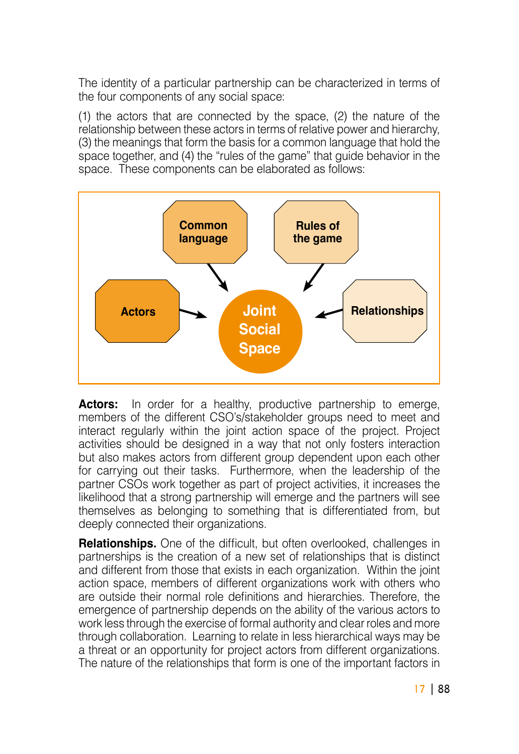The identity of a particular partnership can be characterized in terms of the four components of any social space:

(1) the actors that are connected by the space, (2) the nature of the relationship between these actors in terms of relative power and hierarchy, (3) the meanings that form the basis for a common language that hold the space together, and (4) the "rules of the game" that guide behavior in the space. These components can be elaborated as follows:

Common language → Joint Social Space
Rules of the game → Joint Social Space
Actors → Joint Social Space
Relationships → Joint Social Space

**Actors:** In order for a healthy, productive partnership to emerge, members of the different CSO's/stakeholder groups need to meet and interact regularly within the joint action space of the project. Project activities should be designed in a way that not only fosters interaction but also makes actors from different group dependent upon each other for carrying out their tasks. Furthermore, when the leadership of the partner CSOs work together as part of project activities, it increases the likelihood that a strong partnership will emerge and the partners will see themselves as belonging to something that is differentiated from, but deeply connected their organizations.

**Relationships.** One of the difficult, but often overlooked, challenges in partnerships is the creation of a new set of relationships that is distinct and different from those that exists in each organization. Within the joint action space, members of different organizations work with others who are outside their normal role definitions and hierarchies. Therefore, the emergence of partnership depends on the ability of the various actors to work less through the exercise of formal authority and clear roles and more through collaboration. Learning to relate in less hierarchical ways may be a threat or an opportunity for project actors from different organizations. The nature of the relationships that form is one of the important factors in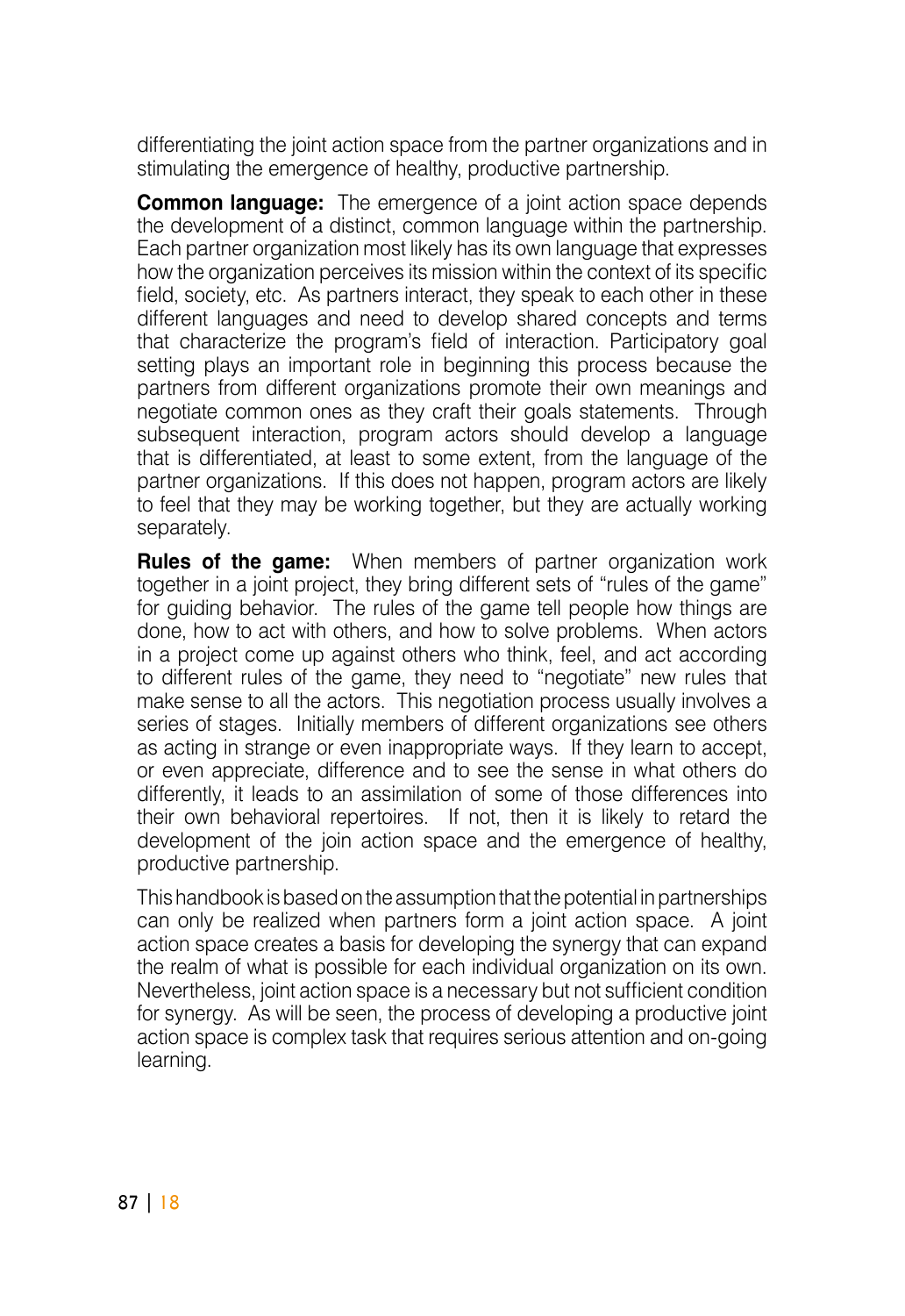differentiating the joint action space from the partner organizations and in stimulating the emergence of healthy, productive partnership.

**Common language:** The emergence of a joint action space depends the development of a distinct, common language within the partnership. Each partner organization most likely has its own language that expresses how the organization perceives its mission within the context of its specific field, society, etc. As partners interact, they speak to each other in these different languages and need to develop shared concepts and terms that characterize the program's field of interaction. Participatory goal setting plays an important role in beginning this process because the partners from different organizations promote their own meanings and negotiate common ones as they craft their goals statements. Through subsequent interaction, program actors should develop a language that is differentiated, at least to some extent, from the language of the partner organizations. If this does not happen, program actors are likely to feel that they may be working together, but they are actually working separately.

**Rules of the game:** When members of partner organization work together in a joint project, they bring different sets of "rules of the game" for guiding behavior. The rules of the game tell people how things are done, how to act with others, and how to solve problems. When actors in a project come up against others who think, feel, and act according to different rules of the game, they need to "negotiate" new rules that make sense to all the actors. This negotiation process usually involves a series of stages. Initially members of different organizations see others as acting in strange or even inappropriate ways. If they learn to accept, or even appreciate, difference and to see the sense in what others do differently, it leads to an assimilation of some of those differences into their own behavioral repertoires. If not, then it is likely to retard the development of the join action space and the emergence of healthy, productive partnership.

This handbook is based on the assumption that the potential in partnerships can only be realized when partners form a joint action space. A joint action space creates a basis for developing the synergy that can expand the realm of what is possible for each individual organization on its own. Nevertheless, joint action space is a necessary but not sufficient condition for synergy. As will be seen, the process of developing a productive joint action space is complex task that requires serious attention and on-going learning.